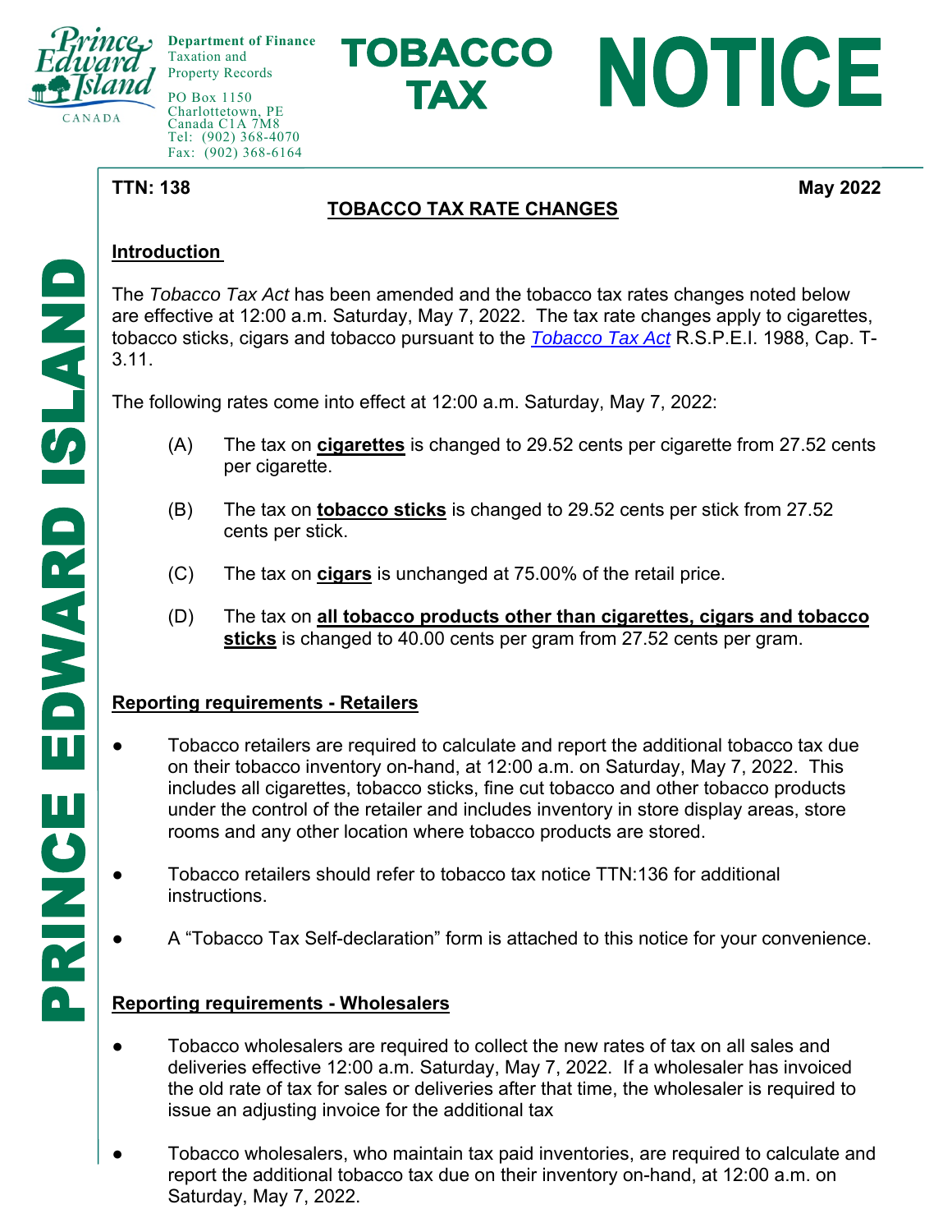Department of Finance
Taxation and
Property Records

PO Box 1150
Charlottetown, PE
Canada C1A 7M8
Tel: (902) 368-4070
Fax: (902) 368-6164

# TOBACCO TAX NOTICE

PRINCE EDWARD ISLAND

**TTN: 138** **May 2022**

## TOBACCO TAX RATE CHANGES

### Introduction

The *Tobacco Tax Act* has been amended and the tobacco tax rates changes noted below are effective at 12:00 a.m. Saturday, May 7, 2022. The tax rate changes apply to cigarettes, tobacco sticks, cigars and tobacco pursuant to the *Tobacco Tax Act* R.S.P.E.I. 1988, Cap. T-3.11.

The following rates come into effect at 12:00 a.m. Saturday, May 7, 2022:

(A) The tax on **cigarettes** is changed to 29.52 cents per cigarette from 27.52 cents per cigarette.

(B) The tax on **tobacco sticks** is changed to 29.52 cents per stick from 27.52 cents per stick.

(C) The tax on **cigars** is unchanged at 75.00% of the retail price.

(D) The tax on **all tobacco products other than cigarettes, cigars and tobacco sticks** is changed to 40.00 cents per gram from 27.52 cents per gram.

### Reporting requirements - Retailers

- Tobacco retailers are required to calculate and report the additional tobacco tax due on their tobacco inventory on-hand, at 12:00 a.m. on Saturday, May 7, 2022. This includes all cigarettes, tobacco sticks, fine cut tobacco and other tobacco products under the control of the retailer and includes inventory in store display areas, store rooms and any other location where tobacco products are stored.
- Tobacco retailers should refer to tobacco tax notice TTN:136 for additional instructions.
- A "Tobacco Tax Self-declaration" form is attached to this notice for your convenience.

### Reporting requirements - Wholesalers

- Tobacco wholesalers are required to collect the new rates of tax on all sales and deliveries effective 12:00 a.m. Saturday, May 7, 2022. If a wholesaler has invoiced the old rate of tax for sales or deliveries after that time, the wholesaler is required to issue an adjusting invoice for the additional tax
- Tobacco wholesalers, who maintain tax paid inventories, are required to calculate and report the additional tobacco tax due on their inventory on-hand, at 12:00 a.m. on Saturday, May 7, 2022.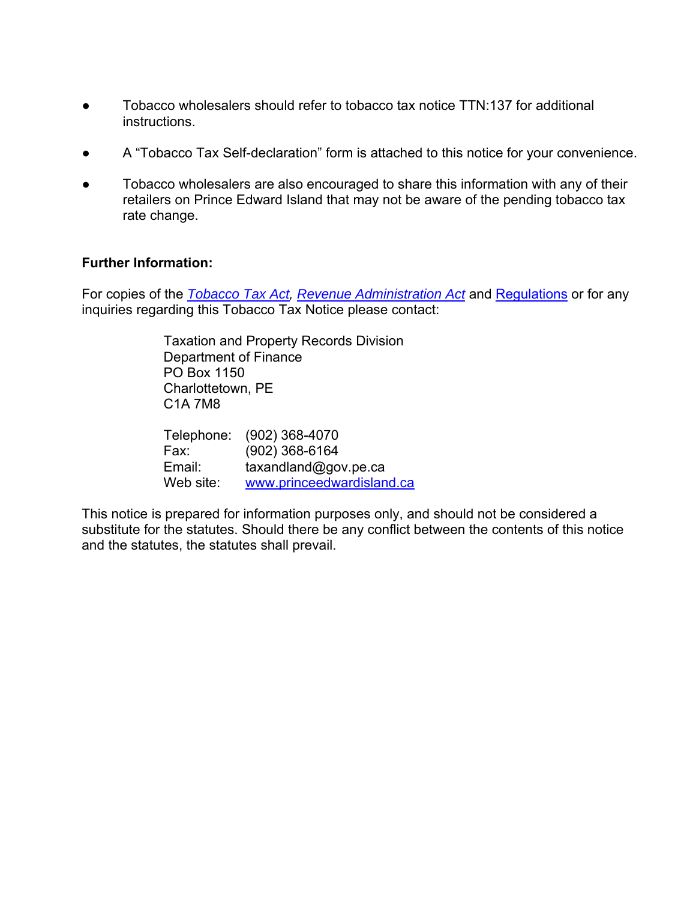- Tobacco wholesalers should refer to tobacco tax notice TTN:137 for additional instructions.
- A "Tobacco Tax Self-declaration" form is attached to this notice for your convenience.
- Tobacco wholesalers are also encouraged to share this information with any of their retailers on Prince Edward Island that may not be aware of the pending tobacco tax rate change.

**Further Information:**

For copies of the *Tobacco Tax Act*, *Revenue Administration Act* and Regulations or for any inquiries regarding this Tobacco Tax Notice please contact:

Taxation and Property Records Division
Department of Finance
PO Box 1150
Charlottetown, PE
C1A 7M8

Telephone: (902) 368-4070
Fax: (902) 368-6164
Email: taxandland@gov.pe.ca
Web site: www.princeedwardisland.ca

This notice is prepared for information purposes only, and should not be considered a substitute for the statutes. Should there be any conflict between the contents of this notice and the statutes, the statutes shall prevail.